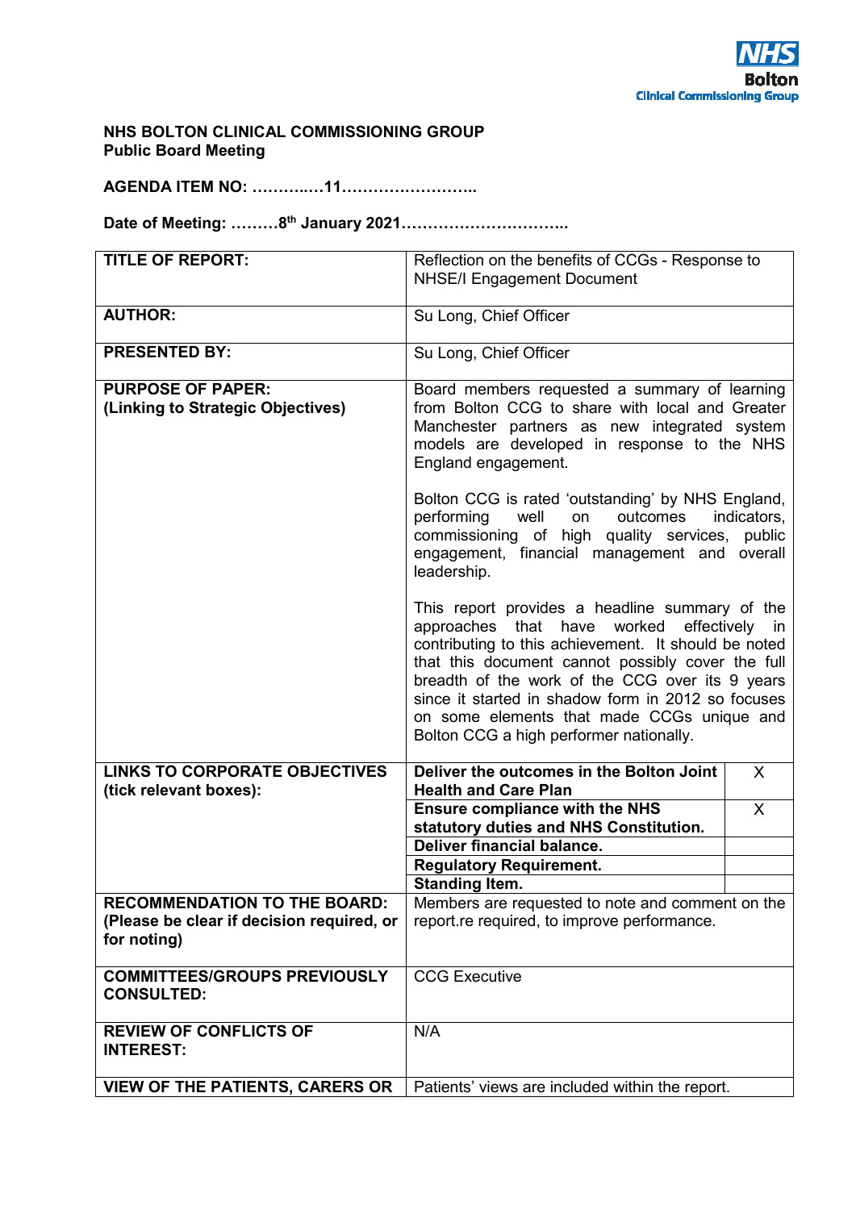NHS Bolton Clinical Commissioning Group

**NHS BOLTON CLINICAL COMMISSIONING GROUP**
**Public Board Meeting**

**AGENDA ITEM NO: ………..…11……………………..**

**Date of Meeting: ………8th January 2021…………………………..**

| **TITLE OF REPORT:** | Reflection on the benefits of CCGs - Response to NHSE/I Engagement Document | |
|---|---|---|
| **AUTHOR:** | Su Long, Chief Officer | |
| **PRESENTED BY:** | Su Long, Chief Officer | |
| **PURPOSE OF PAPER: (Linking to Strategic Objectives)** | Board members requested a summary of learning from Bolton CCG to share with local and Greater Manchester partners as new integrated system models are developed in response to the NHS England engagement.<br><br>Bolton CCG is rated 'outstanding' by NHS England, performing well on outcomes indicators, commissioning of high quality services, public engagement, financial management and overall leadership.<br><br>This report provides a headline summary of the approaches that have worked effectively in contributing to this achievement. It should be noted that this document cannot possibly cover the full breadth of the work of the CCG over its 9 years since it started in shadow form in 2012 so focuses on some elements that made CCGs unique and Bolton CCG a high performer nationally. | |
| **LINKS TO CORPORATE OBJECTIVES (tick relevant boxes):** | **Deliver the outcomes in the Bolton Joint Health and Care Plan** | X |
| | **Ensure compliance with the NHS statutory duties and NHS Constitution.** | X |
| | **Deliver financial balance.** | |
| | **Regulatory Requirement.** | |
| | **Standing Item.** | |
| **RECOMMENDATION TO THE BOARD: (Please be clear if decision required, or for noting)** | Members are requested to note and comment on the report.re required, to improve performance. | |
| **COMMITTEES/GROUPS PREVIOUSLY CONSULTED:** | CCG Executive | |
| **REVIEW OF CONFLICTS OF INTEREST:** | N/A | |
| **VIEW OF THE PATIENTS, CARERS OR** | Patients' views are included within the report. | |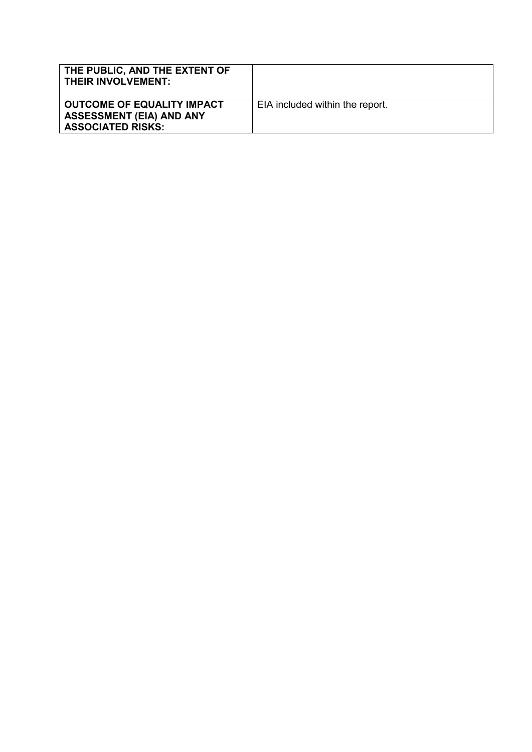| THE PUBLIC, AND THE EXTENT OF THEIR INVOLVEMENT: | |
|---|---|
| **OUTCOME OF EQUALITY IMPACT ASSESSMENT (EIA) AND ANY ASSOCIATED RISKS:** | EIA included within the report. |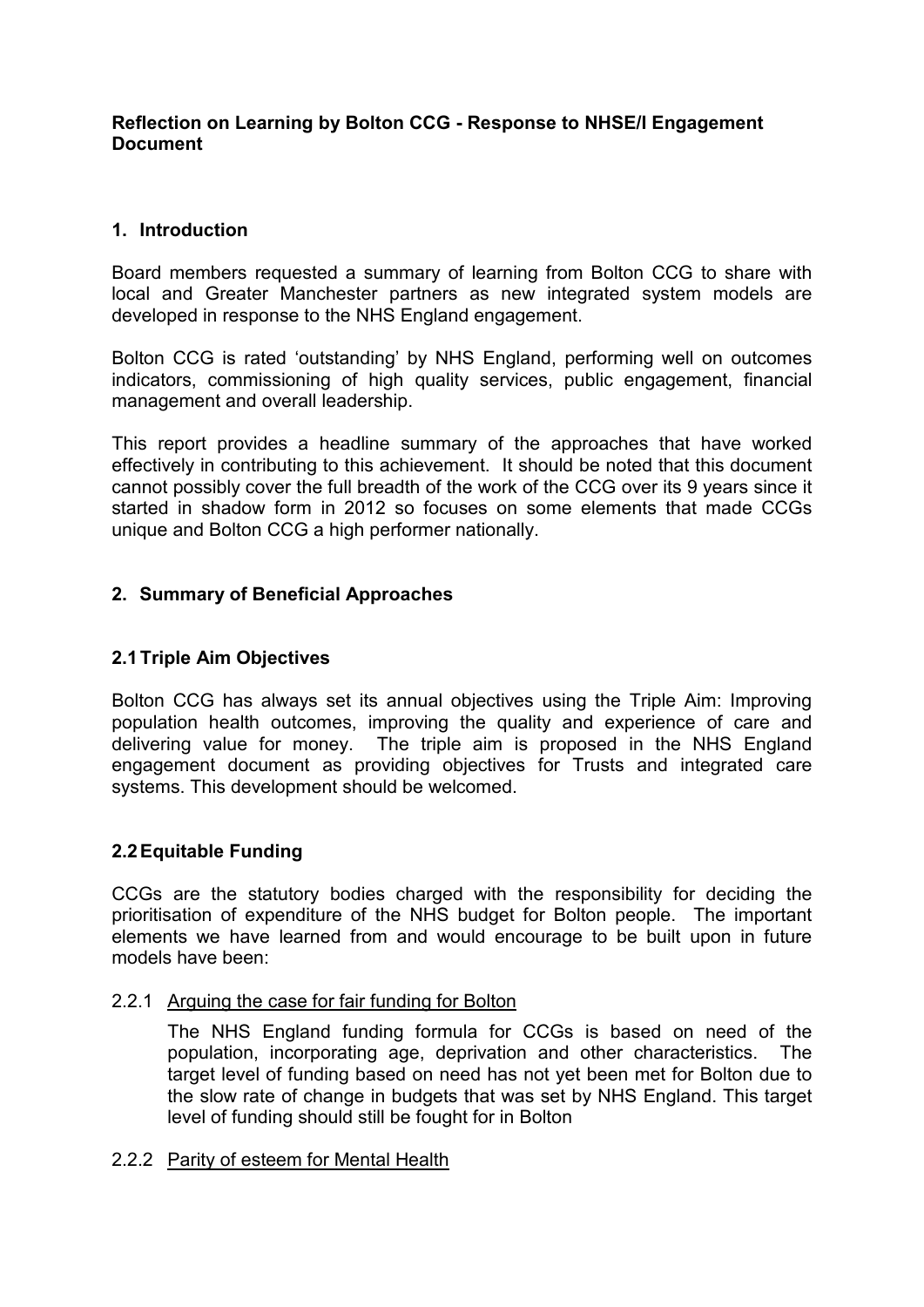**Reflection on Learning by Bolton CCG - Response to NHSE/I Engagement Document**

## 1. Introduction

Board members requested a summary of learning from Bolton CCG to share with local and Greater Manchester partners as new integrated system models are developed in response to the NHS England engagement.

Bolton CCG is rated 'outstanding' by NHS England, performing well on outcomes indicators, commissioning of high quality services, public engagement, financial management and overall leadership.

This report provides a headline summary of the approaches that have worked effectively in contributing to this achievement. It should be noted that this document cannot possibly cover the full breadth of the work of the CCG over its 9 years since it started in shadow form in 2012 so focuses on some elements that made CCGs unique and Bolton CCG a high performer nationally.

## 2. Summary of Beneficial Approaches

### 2.1 Triple Aim Objectives

Bolton CCG has always set its annual objectives using the Triple Aim: Improving population health outcomes, improving the quality and experience of care and delivering value for money. The triple aim is proposed in the NHS England engagement document as providing objectives for Trusts and integrated care systems. This development should be welcomed.

### 2.2 Equitable Funding

CCGs are the statutory bodies charged with the responsibility for deciding the prioritisation of expenditure of the NHS budget for Bolton people. The important elements we have learned from and would encourage to be built upon in future models have been:

2.2.1 Arguing the case for fair funding for Bolton

The NHS England funding formula for CCGs is based on need of the population, incorporating age, deprivation and other characteristics. The target level of funding based on need has not yet been met for Bolton due to the slow rate of change in budgets that was set by NHS England. This target level of funding should still be fought for in Bolton

2.2.2 Parity of esteem for Mental Health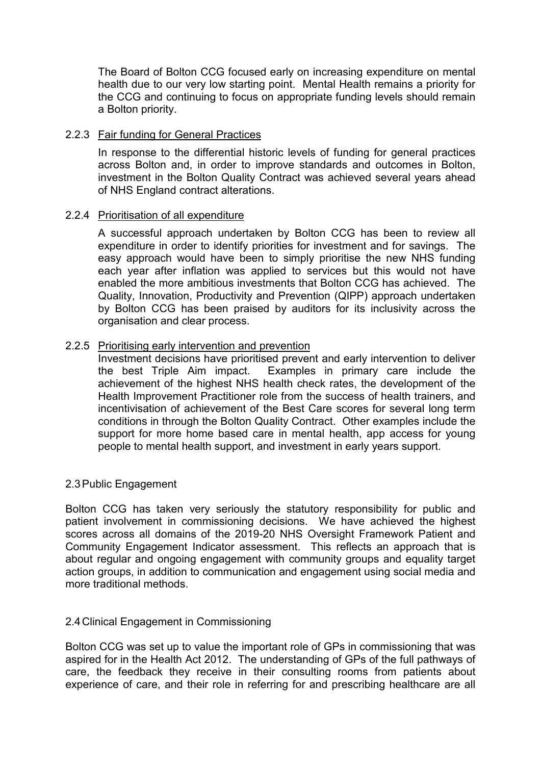The Board of Bolton CCG focused early on increasing expenditure on mental health due to our very low starting point. Mental Health remains a priority for the CCG and continuing to focus on appropriate funding levels should remain a Bolton priority.

#### 2.2.3 Fair funding for General Practices

In response to the differential historic levels of funding for general practices across Bolton and, in order to improve standards and outcomes in Bolton, investment in the Bolton Quality Contract was achieved several years ahead of NHS England contract alterations.

#### 2.2.4 Prioritisation of all expenditure

A successful approach undertaken by Bolton CCG has been to review all expenditure in order to identify priorities for investment and for savings. The easy approach would have been to simply prioritise the new NHS funding each year after inflation was applied to services but this would not have enabled the more ambitious investments that Bolton CCG has achieved. The Quality, Innovation, Productivity and Prevention (QIPP) approach undertaken by Bolton CCG has been praised by auditors for its inclusivity across the organisation and clear process.

#### 2.2.5 Prioritising early intervention and prevention

Investment decisions have prioritised prevent and early intervention to deliver the best Triple Aim impact. Examples in primary care include the achievement of the highest NHS health check rates, the development of the Health Improvement Practitioner role from the success of health trainers, and incentivisation of achievement of the Best Care scores for several long term conditions in through the Bolton Quality Contract. Other examples include the support for more home based care in mental health, app access for young people to mental health support, and investment in early years support.

### 2.3 Public Engagement

Bolton CCG has taken very seriously the statutory responsibility for public and patient involvement in commissioning decisions. We have achieved the highest scores across all domains of the 2019-20 NHS Oversight Framework Patient and Community Engagement Indicator assessment. This reflects an approach that is about regular and ongoing engagement with community groups and equality target action groups, in addition to communication and engagement using social media and more traditional methods.

### 2.4 Clinical Engagement in Commissioning

Bolton CCG was set up to value the important role of GPs in commissioning that was aspired for in the Health Act 2012. The understanding of GPs of the full pathways of care, the feedback they receive in their consulting rooms from patients about experience of care, and their role in referring for and prescribing healthcare are all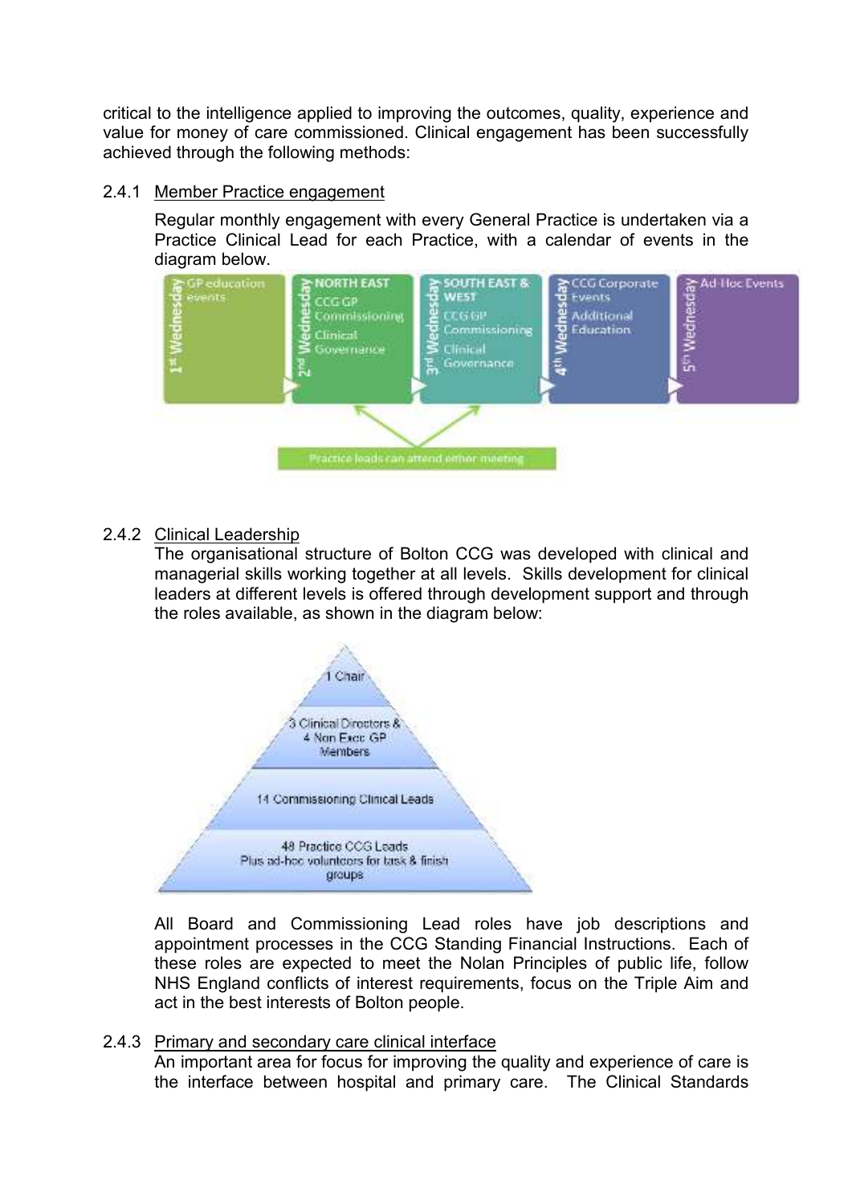critical to the intelligence applied to improving the outcomes, quality, experience and value for money of care commissioned. Clinical engagement has been successfully achieved through the following methods:

2.4.1 Member Practice engagement

Regular monthly engagement with every General Practice is undertaken via a Practice Clinical Lead for each Practice, with a calendar of events in the diagram below.

| 1st Wednesday | 2nd Wednesday | 3rd Wednesday | 4th Wednesday | 5th Wednesday |
|---|---|---|---|---|
| GP education events | NORTH EAST<br>CCG GP Commissioning<br>Clinical Governance | SOUTH EAST & WEST<br>CCG GP Commissioning<br>Clinical Governance | CCG Corporate Events<br>Additional Education | Ad-Hoc Events |

Practice leads can attend either meeting

2.4.2 Clinical Leadership

The organisational structure of Bolton CCG was developed with clinical and managerial skills working together at all levels. Skills development for clinical leaders at different levels is offered through development support and through the roles available, as shown in the diagram below:

- 1 Chair
- 3 Clinical Directors & 4 Non Exec GP Members
- 14 Commissioning Clinical Leads
- 48 Practice CCG Leads Plus ad-hoc volunteers for task & finish groups

All Board and Commissioning Lead roles have job descriptions and appointment processes in the CCG Standing Financial Instructions. Each of these roles are expected to meet the Nolan Principles of public life, follow NHS England conflicts of interest requirements, focus on the Triple Aim and act in the best interests of Bolton people.

2.4.3 Primary and secondary care clinical interface

An important area for focus for improving the quality and experience of care is the interface between hospital and primary care. The Clinical Standards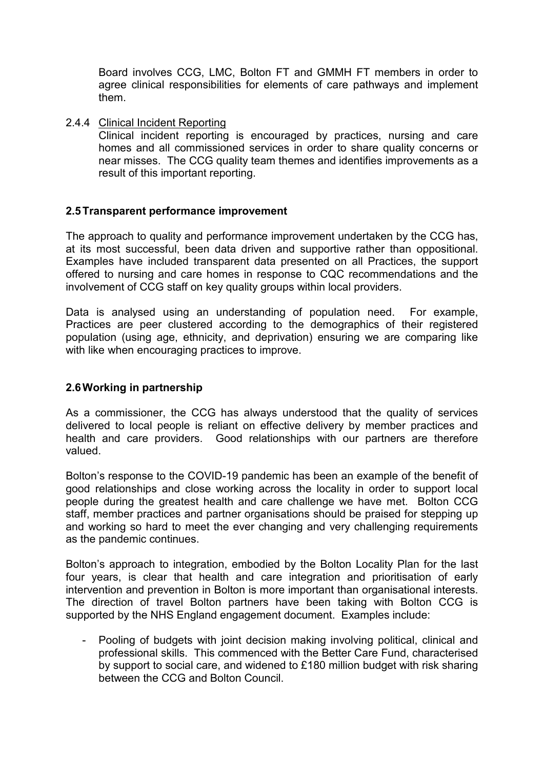Board involves CCG, LMC, Bolton FT and GMMH FT members in order to agree clinical responsibilities for elements of care pathways and implement them.

2.4.4 Clinical Incident Reporting

Clinical incident reporting is encouraged by practices, nursing and care homes and all commissioned services in order to share quality concerns or near misses. The CCG quality team themes and identifies improvements as a result of this important reporting.

## 2.5 Transparent performance improvement

The approach to quality and performance improvement undertaken by the CCG has, at its most successful, been data driven and supportive rather than oppositional. Examples have included transparent data presented on all Practices, the support offered to nursing and care homes in response to CQC recommendations and the involvement of CCG staff on key quality groups within local providers.

Data is analysed using an understanding of population need. For example, Practices are peer clustered according to the demographics of their registered population (using age, ethnicity, and deprivation) ensuring we are comparing like with like when encouraging practices to improve.

## 2.6 Working in partnership

As a commissioner, the CCG has always understood that the quality of services delivered to local people is reliant on effective delivery by member practices and health and care providers. Good relationships with our partners are therefore valued.

Bolton's response to the COVID-19 pandemic has been an example of the benefit of good relationships and close working across the locality in order to support local people during the greatest health and care challenge we have met. Bolton CCG staff, member practices and partner organisations should be praised for stepping up and working so hard to meet the ever changing and very challenging requirements as the pandemic continues.

Bolton's approach to integration, embodied by the Bolton Locality Plan for the last four years, is clear that health and care integration and prioritisation of early intervention and prevention in Bolton is more important than organisational interests. The direction of travel Bolton partners have been taking with Bolton CCG is supported by the NHS England engagement document. Examples include:

- Pooling of budgets with joint decision making involving political, clinical and professional skills. This commenced with the Better Care Fund, characterised by support to social care, and widened to £180 million budget with risk sharing between the CCG and Bolton Council.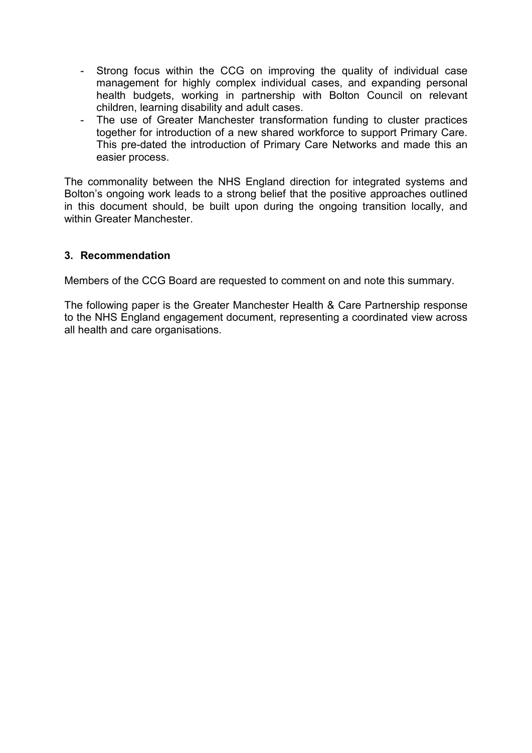- Strong focus within the CCG on improving the quality of individual case management for highly complex individual cases, and expanding personal health budgets, working in partnership with Bolton Council on relevant children, learning disability and adult cases.
- The use of Greater Manchester transformation funding to cluster practices together for introduction of a new shared workforce to support Primary Care. This pre-dated the introduction of Primary Care Networks and made this an easier process.

The commonality between the NHS England direction for integrated systems and Bolton's ongoing work leads to a strong belief that the positive approaches outlined in this document should, be built upon during the ongoing transition locally, and within Greater Manchester.

## 3. Recommendation

Members of the CCG Board are requested to comment on and note this summary.

The following paper is the Greater Manchester Health & Care Partnership response to the NHS England engagement document, representing a coordinated view across all health and care organisations.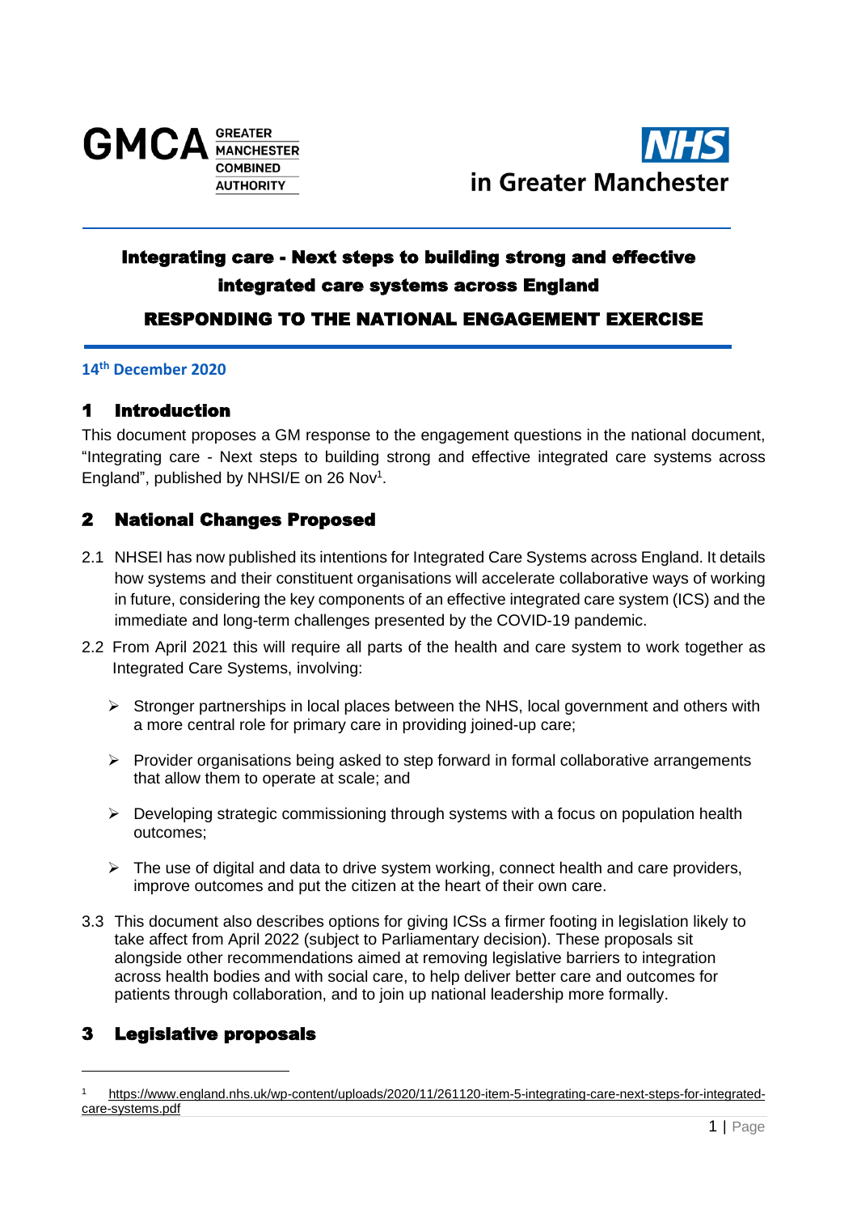GMCA GREATER MANCHESTER COMBINED AUTHORITY

NHS in Greater Manchester

# Integrating care - Next steps to building strong and effective integrated care systems across England

## RESPONDING TO THE NATIONAL ENGAGEMENT EXERCISE

**14th December 2020**

## 1 Introduction

This document proposes a GM response to the engagement questions in the national document, "Integrating care - Next steps to building strong and effective integrated care systems across England", published by NHSI/E on 26 Nov[1].

## 2 National Changes Proposed

2.1 NHSEI has now published its intentions for Integrated Care Systems across England. It details how systems and their constituent organisations will accelerate collaborative ways of working in future, considering the key components of an effective integrated care system (ICS) and the immediate and long-term challenges presented by the COVID-19 pandemic.

2.2 From April 2021 this will require all parts of the health and care system to work together as Integrated Care Systems, involving:

- Stronger partnerships in local places between the NHS, local government and others with a more central role for primary care in providing joined-up care;
- Provider organisations being asked to step forward in formal collaborative arrangements that allow them to operate at scale; and
- Developing strategic commissioning through systems with a focus on population health outcomes;
- The use of digital and data to drive system working, connect health and care providers, improve outcomes and put the citizen at the heart of their own care.

3.3 This document also describes options for giving ICSs a firmer footing in legislation likely to take affect from April 2022 (subject to Parliamentary decision). These proposals sit alongside other recommendations aimed at removing legislative barriers to integration across health bodies and with social care, to help deliver better care and outcomes for patients through collaboration, and to join up national leadership more formally.

## 3 Legislative proposals

[1] https://www.england.nhs.uk/wp-content/uploads/2020/11/261120-item-5-integrating-care-next-steps-for-integrated-care-systems.pdf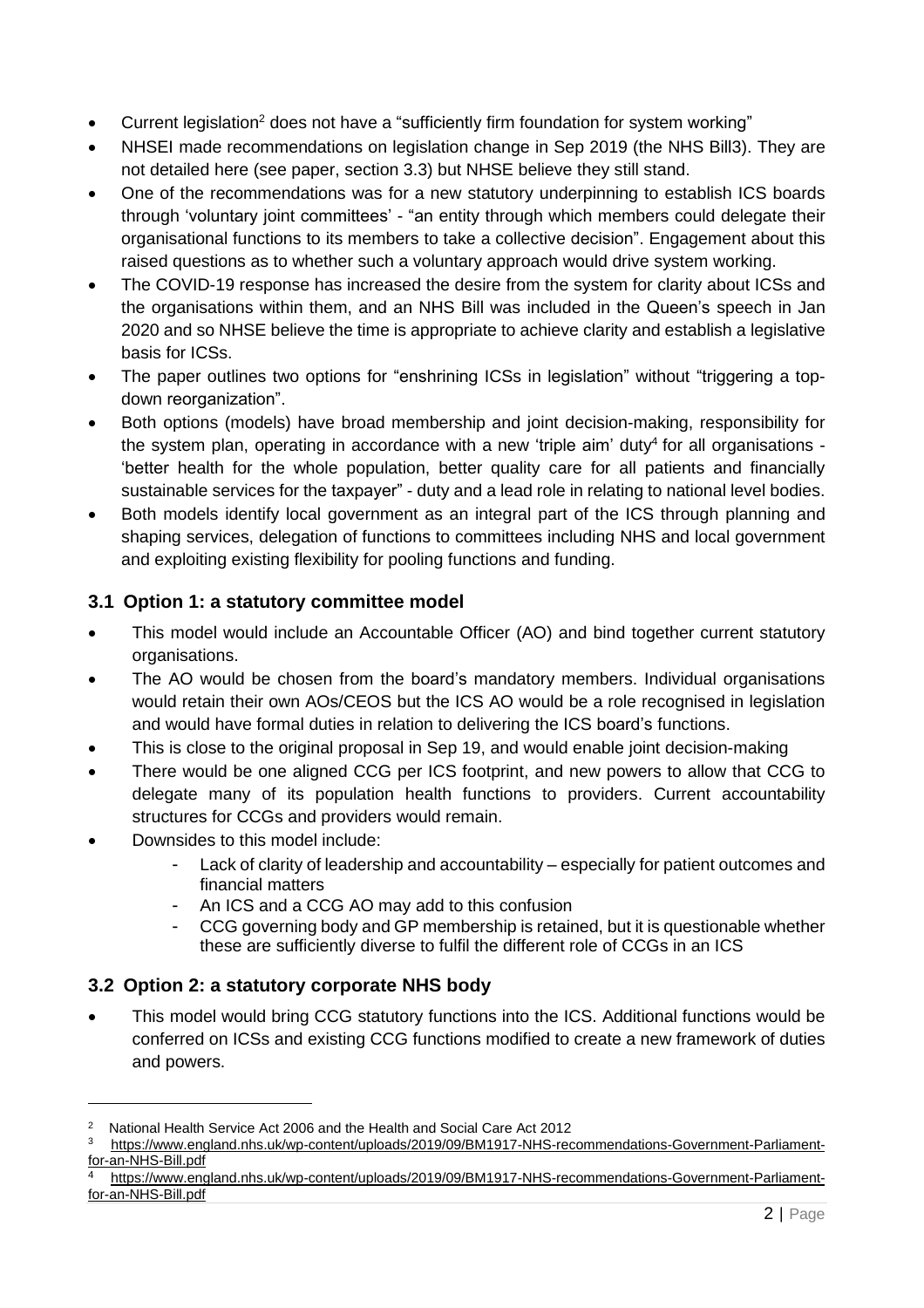- Current legislation[2] does not have a "sufficiently firm foundation for system working"
- NHSEI made recommendations on legislation change in Sep 2019 (the NHS Bill3). They are not detailed here (see paper, section 3.3) but NHSE believe they still stand.
- One of the recommendations was for a new statutory underpinning to establish ICS boards through 'voluntary joint committees' - "an entity through which members could delegate their organisational functions to its members to take a collective decision". Engagement about this raised questions as to whether such a voluntary approach would drive system working.
- The COVID-19 response has increased the desire from the system for clarity about ICSs and the organisations within them, and an NHS Bill was included in the Queen's speech in Jan 2020 and so NHSE believe the time is appropriate to achieve clarity and establish a legislative basis for ICSs.
- The paper outlines two options for "enshrining ICSs in legislation" without "triggering a top-down reorganization".
- Both options (models) have broad membership and joint decision-making, responsibility for the system plan, operating in accordance with a new 'triple aim' duty[4] for all organisations - 'better health for the whole population, better quality care for all patients and financially sustainable services for the taxpayer" - duty and a lead role in relating to national level bodies.
- Both models identify local government as an integral part of the ICS through planning and shaping services, delegation of functions to committees including NHS and local government and exploiting existing flexibility for pooling functions and funding.

### 3.1 Option 1: a statutory committee model

- This model would include an Accountable Officer (AO) and bind together current statutory organisations.
- The AO would be chosen from the board's mandatory members. Individual organisations would retain their own AOs/CEOS but the ICS AO would be a role recognised in legislation and would have formal duties in relation to delivering the ICS board's functions.
- This is close to the original proposal in Sep 19, and would enable joint decision-making
- There would be one aligned CCG per ICS footprint, and new powers to allow that CCG to delegate many of its population health functions to providers. Current accountability structures for CCGs and providers would remain.
- Downsides to this model include:
  - Lack of clarity of leadership and accountability – especially for patient outcomes and financial matters
  - An ICS and a CCG AO may add to this confusion
  - CCG governing body and GP membership is retained, but it is questionable whether these are sufficiently diverse to fulfil the different role of CCGs in an ICS

### 3.2 Option 2: a statutory corporate NHS body

- This model would bring CCG statutory functions into the ICS. Additional functions would be conferred on ICSs and existing CCG functions modified to create a new framework of duties and powers.

---

[2] National Health Service Act 2006 and the Health and Social Care Act 2012

[3] https://www.england.nhs.uk/wp-content/uploads/2019/09/BM1917-NHS-recommendations-Government-Parliament-for-an-NHS-Bill.pdf

[4] https://www.england.nhs.uk/wp-content/uploads/2019/09/BM1917-NHS-recommendations-Government-Parliament-for-an-NHS-Bill.pdf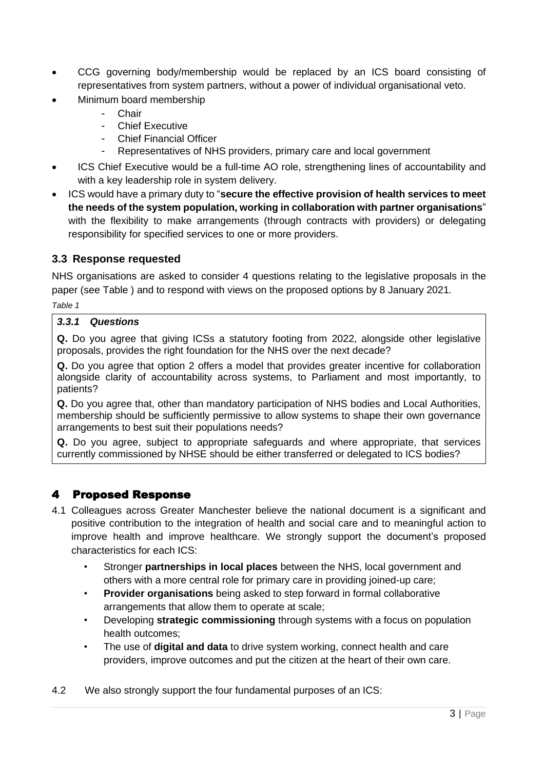- CCG governing body/membership would be replaced by an ICS board consisting of representatives from system partners, without a power of individual organisational veto.
- Minimum board membership
  - Chair
  - Chief Executive
  - Chief Financial Officer
  - Representatives of NHS providers, primary care and local government
- ICS Chief Executive would be a full-time AO role, strengthening lines of accountability and with a key leadership role in system delivery.
- ICS would have a primary duty to "**secure the effective provision of health services to meet the needs of the system population, working in collaboration with partner organisations**" with the flexibility to make arrangements (through contracts with providers) or delegating responsibility for specified services to one or more providers.

### 3.3 Response requested

NHS organisations are asked to consider 4 questions relating to the legislative proposals in the paper (see Table ) and to respond with views on the proposed options by 8 January 2021.

*Table 1*

#### *3.3.1 Questions*

**Q.** Do you agree that giving ICSs a statutory footing from 2022, alongside other legislative proposals, provides the right foundation for the NHS over the next decade?

**Q.** Do you agree that option 2 offers a model that provides greater incentive for collaboration alongside clarity of accountability across systems, to Parliament and most importantly, to patients?

**Q.** Do you agree that, other than mandatory participation of NHS bodies and Local Authorities, membership should be sufficiently permissive to allow systems to shape their own governance arrangements to best suit their populations needs?

**Q.** Do you agree, subject to appropriate safeguards and where appropriate, that services currently commissioned by NHSE should be either transferred or delegated to ICS bodies?

## 4 Proposed Response

4.1 Colleagues across Greater Manchester believe the national document is a significant and positive contribution to the integration of health and social care and to meaningful action to improve health and improve healthcare. We strongly support the document's proposed characteristics for each ICS:

- Stronger **partnerships in local places** between the NHS, local government and others with a more central role for primary care in providing joined-up care;
- **Provider organisations** being asked to step forward in formal collaborative arrangements that allow them to operate at scale;
- Developing **strategic commissioning** through systems with a focus on population health outcomes;
- The use of **digital and data** to drive system working, connect health and care providers, improve outcomes and put the citizen at the heart of their own care.

4.2 We also strongly support the four fundamental purposes of an ICS: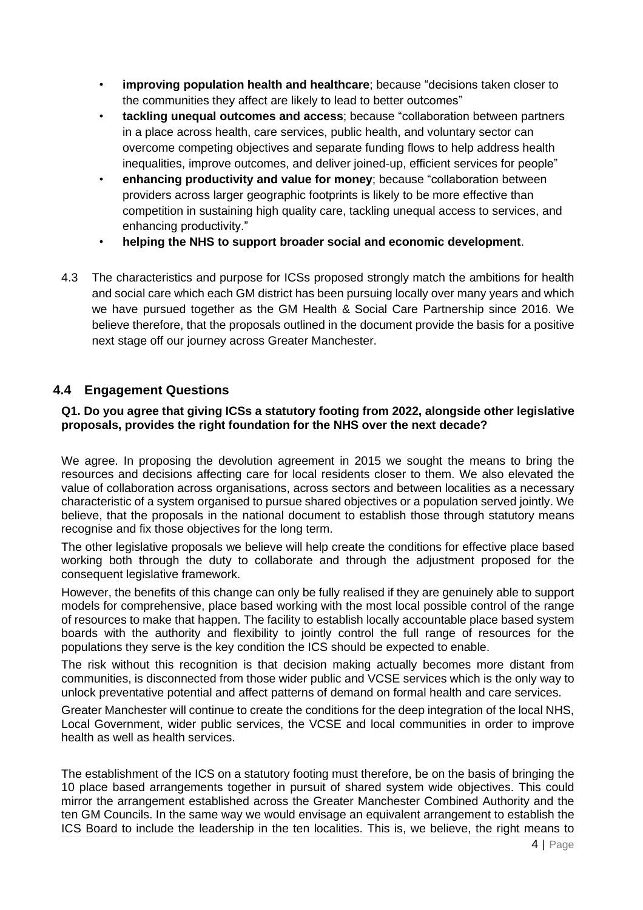- **improving population health and healthcare**; because "decisions taken closer to the communities they affect are likely to lead to better outcomes"
- **tackling unequal outcomes and access**; because "collaboration between partners in a place across health, care services, public health, and voluntary sector can overcome competing objectives and separate funding flows to help address health inequalities, improve outcomes, and deliver joined-up, efficient services for people"
- **enhancing productivity and value for money**; because "collaboration between providers across larger geographic footprints is likely to be more effective than competition in sustaining high quality care, tackling unequal access to services, and enhancing productivity."
- **helping the NHS to support broader social and economic development**.

4.3 The characteristics and purpose for ICSs proposed strongly match the ambitions for health and social care which each GM district has been pursuing locally over many years and which we have pursued together as the GM Health & Social Care Partnership since 2016. We believe therefore, that the proposals outlined in the document provide the basis for a positive next stage off our journey across Greater Manchester.

## 4.4 Engagement Questions

**Q1. Do you agree that giving ICSs a statutory footing from 2022, alongside other legislative proposals, provides the right foundation for the NHS over the next decade?**

We agree. In proposing the devolution agreement in 2015 we sought the means to bring the resources and decisions affecting care for local residents closer to them. We also elevated the value of collaboration across organisations, across sectors and between localities as a necessary characteristic of a system organised to pursue shared objectives or a population served jointly. We believe, that the proposals in the national document to establish those through statutory means recognise and fix those objectives for the long term.

The other legislative proposals we believe will help create the conditions for effective place based working both through the duty to collaborate and through the adjustment proposed for the consequent legislative framework.

However, the benefits of this change can only be fully realised if they are genuinely able to support models for comprehensive, place based working with the most local possible control of the range of resources to make that happen. The facility to establish locally accountable place based system boards with the authority and flexibility to jointly control the full range of resources for the populations they serve is the key condition the ICS should be expected to enable.

The risk without this recognition is that decision making actually becomes more distant from communities, is disconnected from those wider public and VCSE services which is the only way to unlock preventative potential and affect patterns of demand on formal health and care services.

Greater Manchester will continue to create the conditions for the deep integration of the local NHS, Local Government, wider public services, the VCSE and local communities in order to improve health as well as health services.

The establishment of the ICS on a statutory footing must therefore, be on the basis of bringing the 10 place based arrangements together in pursuit of shared system wide objectives. This could mirror the arrangement established across the Greater Manchester Combined Authority and the ten GM Councils. In the same way we would envisage an equivalent arrangement to establish the ICS Board to include the leadership in the ten localities. This is, we believe, the right means to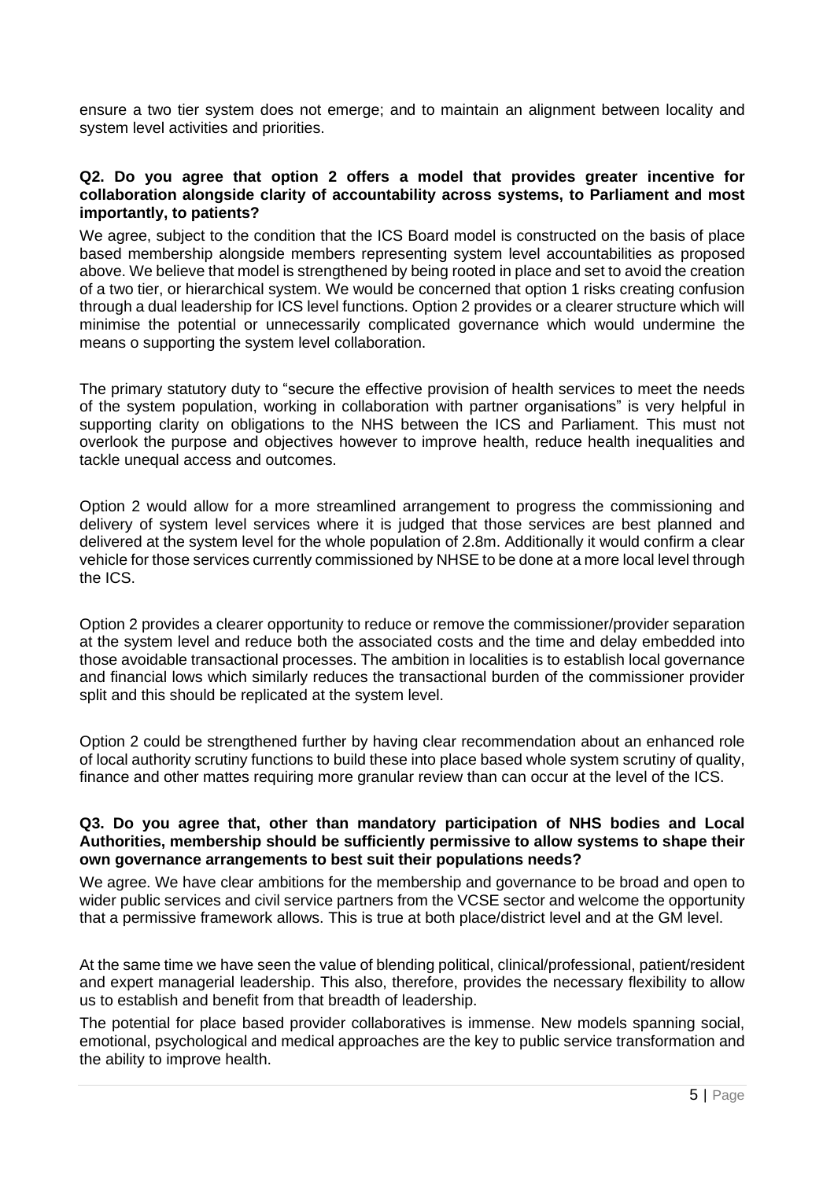ensure a two tier system does not emerge; and to maintain an alignment between locality and system level activities and priorities.

**Q2. Do you agree that option 2 offers a model that provides greater incentive for collaboration alongside clarity of accountability across systems, to Parliament and most importantly, to patients?**

We agree, subject to the condition that the ICS Board model is constructed on the basis of place based membership alongside members representing system level accountabilities as proposed above. We believe that model is strengthened by being rooted in place and set to avoid the creation of a two tier, or hierarchical system. We would be concerned that option 1 risks creating confusion through a dual leadership for ICS level functions. Option 2 provides or a clearer structure which will minimise the potential or unnecessarily complicated governance which would undermine the means o supporting the system level collaboration.

The primary statutory duty to "secure the effective provision of health services to meet the needs of the system population, working in collaboration with partner organisations" is very helpful in supporting clarity on obligations to the NHS between the ICS and Parliament. This must not overlook the purpose and objectives however to improve health, reduce health inequalities and tackle unequal access and outcomes.

Option 2 would allow for a more streamlined arrangement to progress the commissioning and delivery of system level services where it is judged that those services are best planned and delivered at the system level for the whole population of 2.8m. Additionally it would confirm a clear vehicle for those services currently commissioned by NHSE to be done at a more local level through the ICS.

Option 2 provides a clearer opportunity to reduce or remove the commissioner/provider separation at the system level and reduce both the associated costs and the time and delay embedded into those avoidable transactional processes. The ambition in localities is to establish local governance and financial lows which similarly reduces the transactional burden of the commissioner provider split and this should be replicated at the system level.

Option 2 could be strengthened further by having clear recommendation about an enhanced role of local authority scrutiny functions to build these into place based whole system scrutiny of quality, finance and other mattes requiring more granular review than can occur at the level of the ICS.

**Q3. Do you agree that, other than mandatory participation of NHS bodies and Local Authorities, membership should be sufficiently permissive to allow systems to shape their own governance arrangements to best suit their populations needs?**

We agree. We have clear ambitions for the membership and governance to be broad and open to wider public services and civil service partners from the VCSE sector and welcome the opportunity that a permissive framework allows. This is true at both place/district level and at the GM level.

At the same time we have seen the value of blending political, clinical/professional, patient/resident and expert managerial leadership. This also, therefore, provides the necessary flexibility to allow us to establish and benefit from that breadth of leadership.

The potential for place based provider collaboratives is immense. New models spanning social, emotional, psychological and medical approaches are the key to public service transformation and the ability to improve health.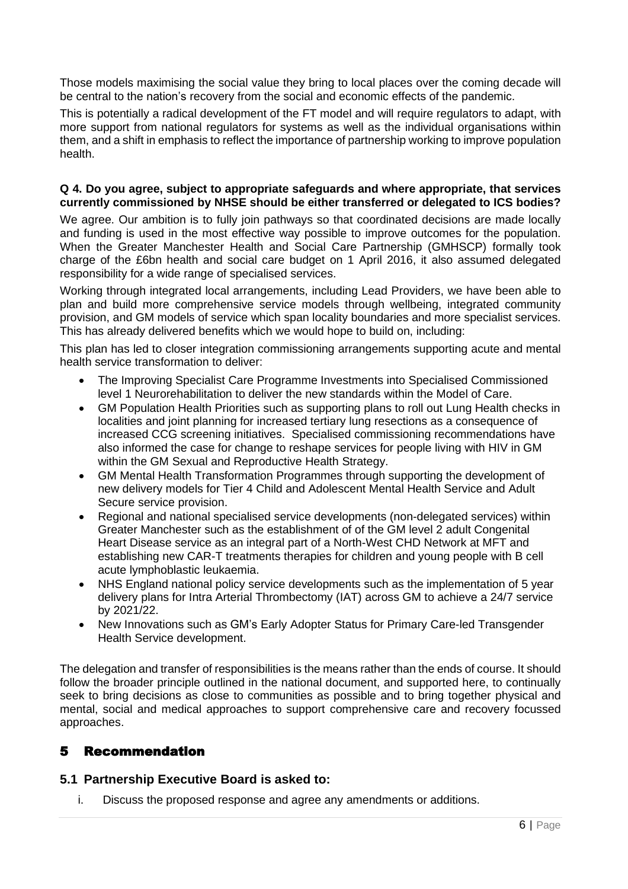Those models maximising the social value they bring to local places over the coming decade will be central to the nation's recovery from the social and economic effects of the pandemic.

This is potentially a radical development of the FT model and will require regulators to adapt, with more support from national regulators for systems as well as the individual organisations within them, and a shift in emphasis to reflect the importance of partnership working to improve population health.

**Q 4. Do you agree, subject to appropriate safeguards and where appropriate, that services currently commissioned by NHSE should be either transferred or delegated to ICS bodies?**

We agree. Our ambition is to fully join pathways so that coordinated decisions are made locally and funding is used in the most effective way possible to improve outcomes for the population. When the Greater Manchester Health and Social Care Partnership (GMHSCP) formally took charge of the £6bn health and social care budget on 1 April 2016, it also assumed delegated responsibility for a wide range of specialised services.

Working through integrated local arrangements, including Lead Providers, we have been able to plan and build more comprehensive service models through wellbeing, integrated community provision, and GM models of service which span locality boundaries and more specialist services. This has already delivered benefits which we would hope to build on, including:

This plan has led to closer integration commissioning arrangements supporting acute and mental health service transformation to deliver:

- The Improving Specialist Care Programme Investments into Specialised Commissioned level 1 Neurorehabilitation to deliver the new standards within the Model of Care.
- GM Population Health Priorities such as supporting plans to roll out Lung Health checks in localities and joint planning for increased tertiary lung resections as a consequence of increased CCG screening initiatives. Specialised commissioning recommendations have also informed the case for change to reshape services for people living with HIV in GM within the GM Sexual and Reproductive Health Strategy.
- GM Mental Health Transformation Programmes through supporting the development of new delivery models for Tier 4 Child and Adolescent Mental Health Service and Adult Secure service provision.
- Regional and national specialised service developments (non-delegated services) within Greater Manchester such as the establishment of of the GM level 2 adult Congenital Heart Disease service as an integral part of a North-West CHD Network at MFT and establishing new CAR-T treatments therapies for children and young people with B cell acute lymphoblastic leukaemia.
- NHS England national policy service developments such as the implementation of 5 year delivery plans for Intra Arterial Thrombectomy (IAT) across GM to achieve a 24/7 service by 2021/22.
- New Innovations such as GM's Early Adopter Status for Primary Care-led Transgender Health Service development.

The delegation and transfer of responsibilities is the means rather than the ends of course. It should follow the broader principle outlined in the national document, and supported here, to continually seek to bring decisions as close to communities as possible and to bring together physical and mental, social and medical approaches to support comprehensive care and recovery focussed approaches.

# 5 Recommendation

## 5.1 Partnership Executive Board is asked to:

i. Discuss the proposed response and agree any amendments or additions.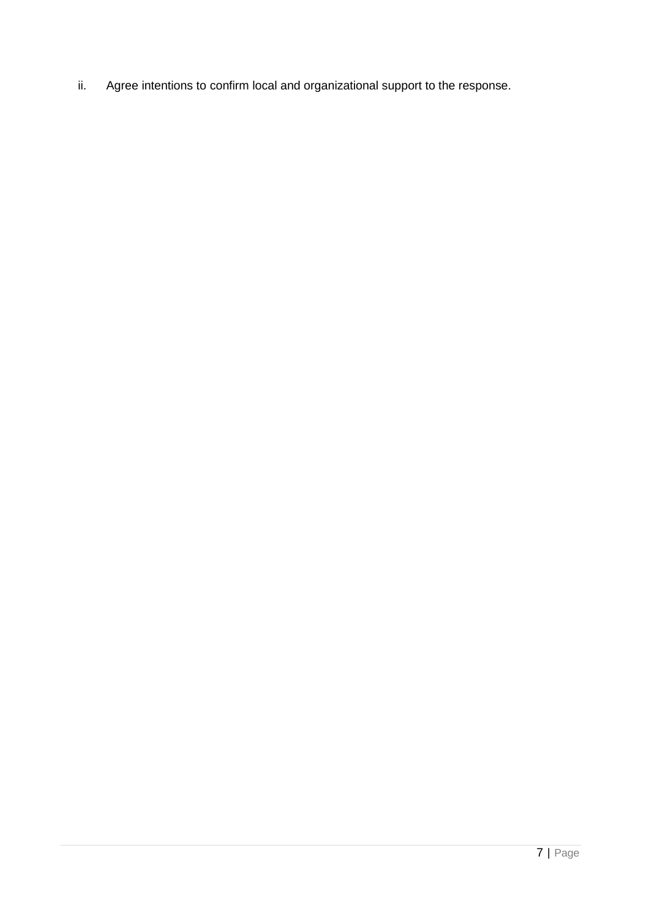ii. Agree intentions to confirm local and organizational support to the response.